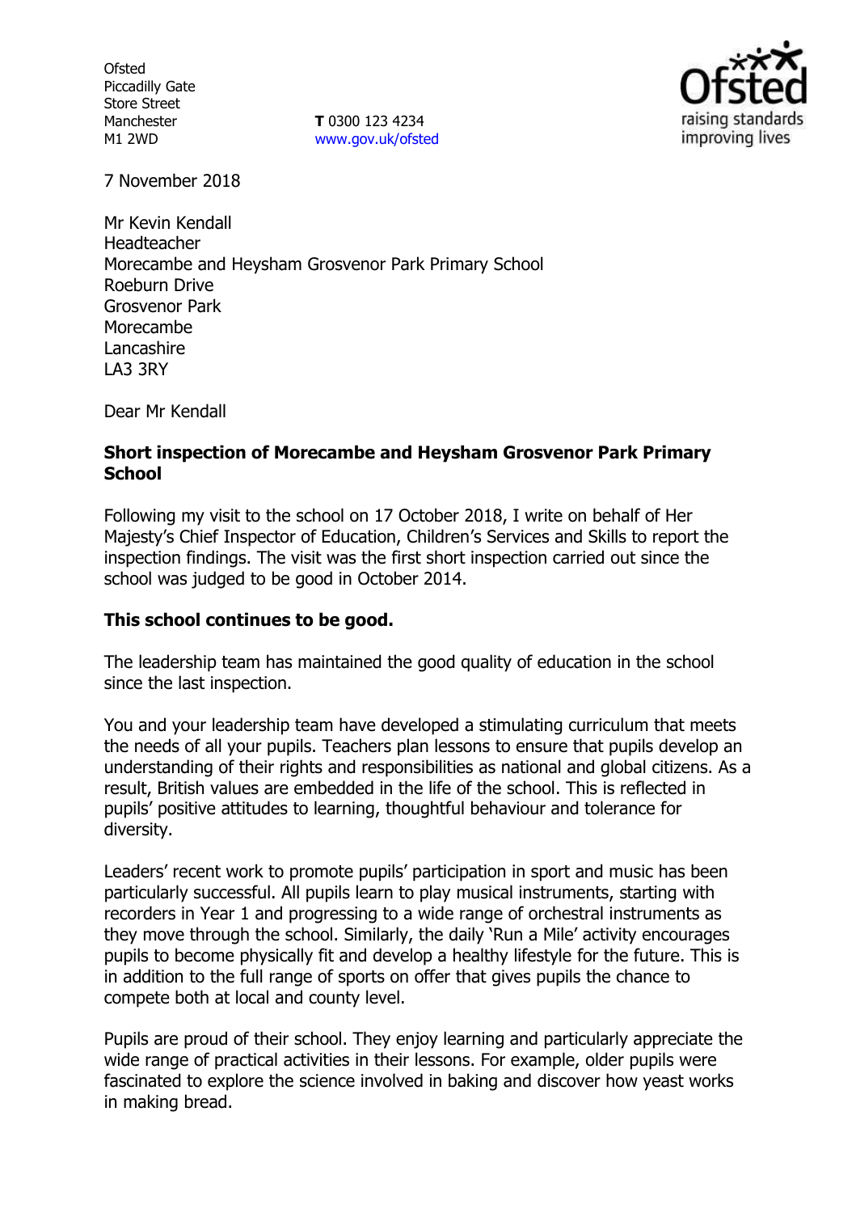Ofsted
Piccadilly Gate
Store Street
Manchester
M1 2WD

**T** 0300 123 4234
www.gov.uk/ofsted

raising standards improving lives

7 November 2018

Mr Kevin Kendall
Headteacher
Morecambe and Heysham Grosvenor Park Primary School
Roeburn Drive
Grosvenor Park
Morecambe
Lancashire
LA3 3RY

Dear Mr Kendall

**Short inspection of Morecambe and Heysham Grosvenor Park Primary School**

Following my visit to the school on 17 October 2018, I write on behalf of Her Majesty's Chief Inspector of Education, Children's Services and Skills to report the inspection findings. The visit was the first short inspection carried out since the school was judged to be good in October 2014.

**This school continues to be good.**

The leadership team has maintained the good quality of education in the school since the last inspection.

You and your leadership team have developed a stimulating curriculum that meets the needs of all your pupils. Teachers plan lessons to ensure that pupils develop an understanding of their rights and responsibilities as national and global citizens. As a result, British values are embedded in the life of the school. This is reflected in pupils' positive attitudes to learning, thoughtful behaviour and tolerance for diversity.

Leaders' recent work to promote pupils' participation in sport and music has been particularly successful. All pupils learn to play musical instruments, starting with recorders in Year 1 and progressing to a wide range of orchestral instruments as they move through the school. Similarly, the daily 'Run a Mile' activity encourages pupils to become physically fit and develop a healthy lifestyle for the future. This is in addition to the full range of sports on offer that gives pupils the chance to compete both at local and county level.

Pupils are proud of their school. They enjoy learning and particularly appreciate the wide range of practical activities in their lessons. For example, older pupils were fascinated to explore the science involved in baking and discover how yeast works in making bread.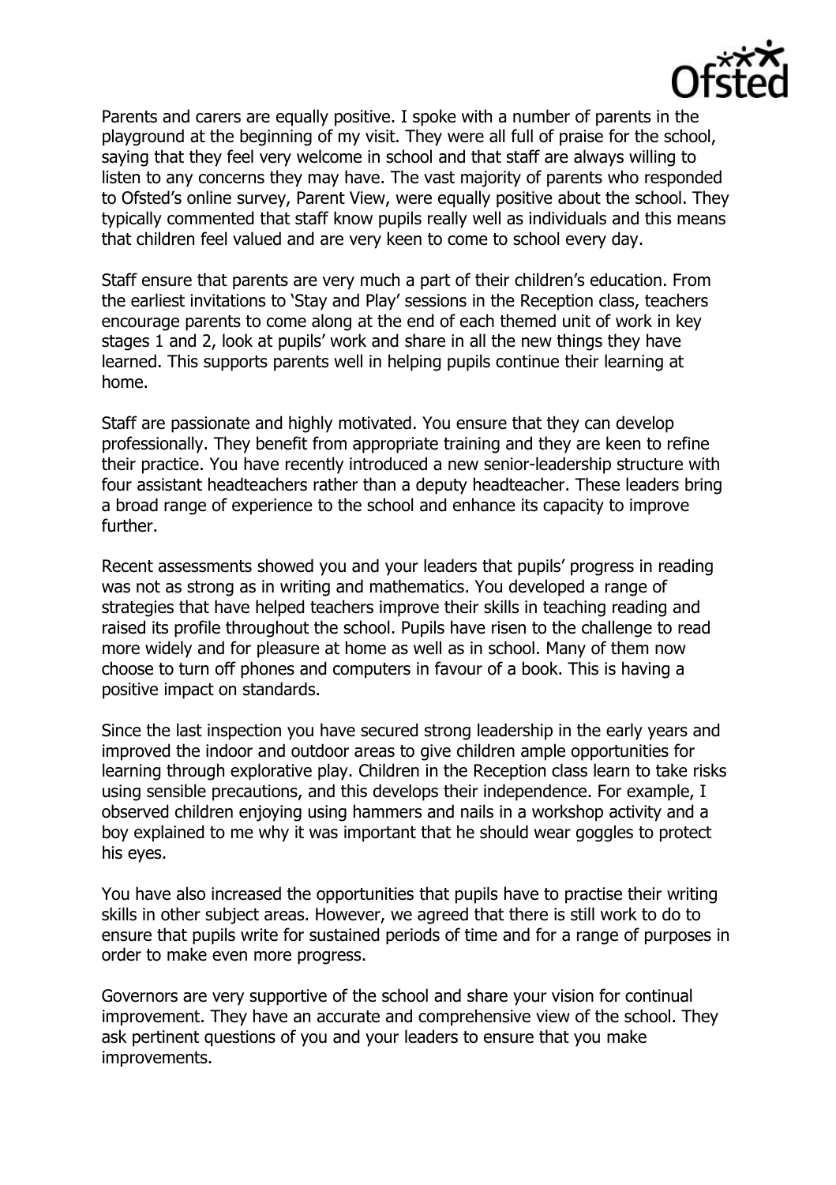Parents and carers are equally positive. I spoke with a number of parents in the playground at the beginning of my visit. They were all full of praise for the school, saying that they feel very welcome in school and that staff are always willing to listen to any concerns they may have. The vast majority of parents who responded to Ofsted's online survey, Parent View, were equally positive about the school. They typically commented that staff know pupils really well as individuals and this means that children feel valued and are very keen to come to school every day.

Staff ensure that parents are very much a part of their children's education. From the earliest invitations to 'Stay and Play' sessions in the Reception class, teachers encourage parents to come along at the end of each themed unit of work in key stages 1 and 2, look at pupils' work and share in all the new things they have learned. This supports parents well in helping pupils continue their learning at home.

Staff are passionate and highly motivated. You ensure that they can develop professionally. They benefit from appropriate training and they are keen to refine their practice. You have recently introduced a new senior-leadership structure with four assistant headteachers rather than a deputy headteacher. These leaders bring a broad range of experience to the school and enhance its capacity to improve further.

Recent assessments showed you and your leaders that pupils' progress in reading was not as strong as in writing and mathematics. You developed a range of strategies that have helped teachers improve their skills in teaching reading and raised its profile throughout the school. Pupils have risen to the challenge to read more widely and for pleasure at home as well as in school. Many of them now choose to turn off phones and computers in favour of a book. This is having a positive impact on standards.

Since the last inspection you have secured strong leadership in the early years and improved the indoor and outdoor areas to give children ample opportunities for learning through explorative play. Children in the Reception class learn to take risks using sensible precautions, and this develops their independence. For example, I observed children enjoying using hammers and nails in a workshop activity and a boy explained to me why it was important that he should wear goggles to protect his eyes.

You have also increased the opportunities that pupils have to practise their writing skills in other subject areas. However, we agreed that there is still work to do to ensure that pupils write for sustained periods of time and for a range of purposes in order to make even more progress.

Governors are very supportive of the school and share your vision for continual improvement. They have an accurate and comprehensive view of the school. They ask pertinent questions of you and your leaders to ensure that you make improvements.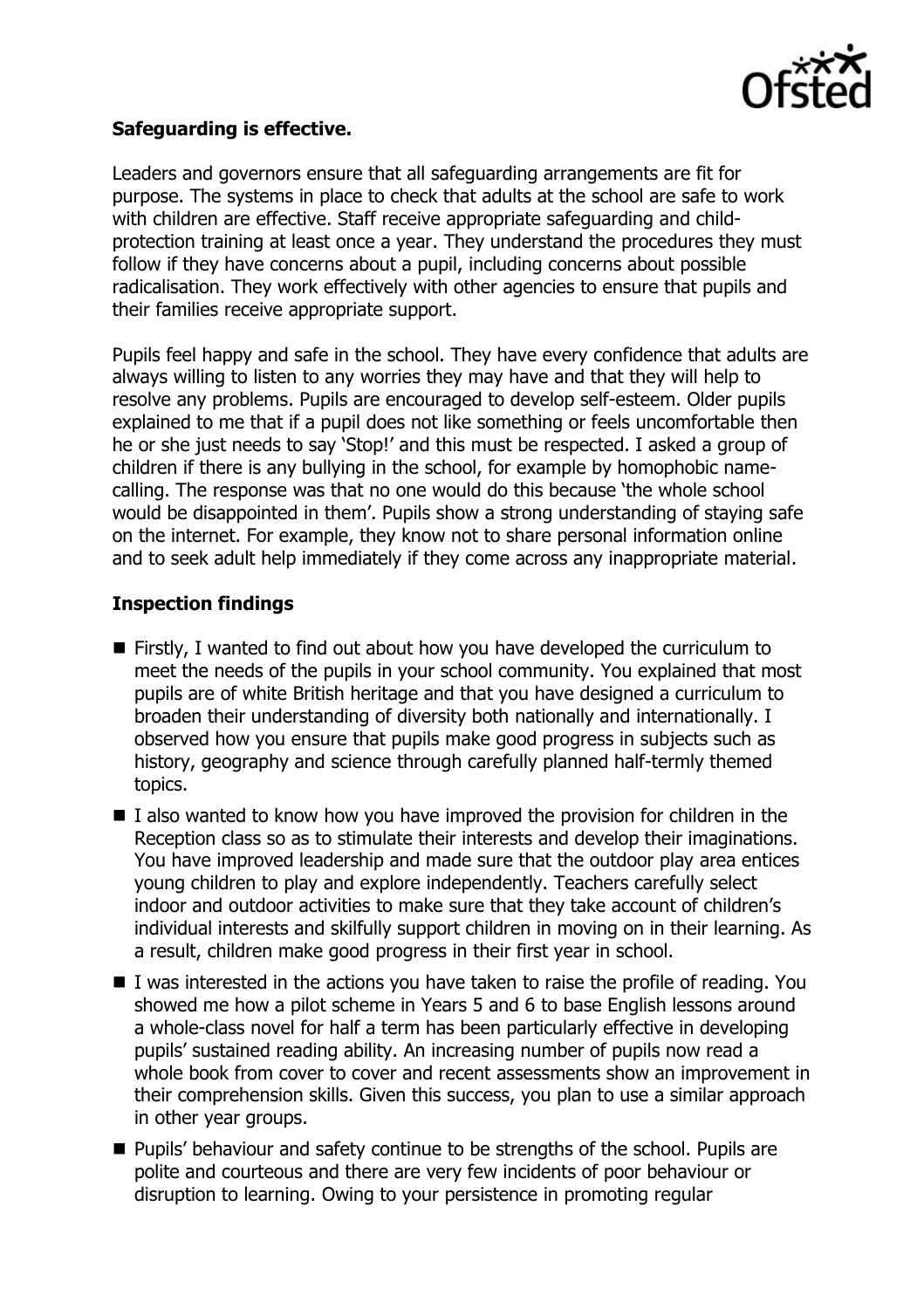**Safeguarding is effective.**

Leaders and governors ensure that all safeguarding arrangements are fit for purpose. The systems in place to check that adults at the school are safe to work with children are effective. Staff receive appropriate safeguarding and child-protection training at least once a year. They understand the procedures they must follow if they have concerns about a pupil, including concerns about possible radicalisation. They work effectively with other agencies to ensure that pupils and their families receive appropriate support.

Pupils feel happy and safe in the school. They have every confidence that adults are always willing to listen to any worries they may have and that they will help to resolve any problems. Pupils are encouraged to develop self-esteem. Older pupils explained to me that if a pupil does not like something or feels uncomfortable then he or she just needs to say 'Stop!' and this must be respected. I asked a group of children if there is any bullying in the school, for example by homophobic name-calling. The response was that no one would do this because 'the whole school would be disappointed in them'. Pupils show a strong understanding of staying safe on the internet. For example, they know not to share personal information online and to seek adult help immediately if they come across any inappropriate material.

## Inspection findings

- Firstly, I wanted to find out about how you have developed the curriculum to meet the needs of the pupils in your school community. You explained that most pupils are of white British heritage and that you have designed a curriculum to broaden their understanding of diversity both nationally and internationally. I observed how you ensure that pupils make good progress in subjects such as history, geography and science through carefully planned half-termly themed topics.
- I also wanted to know how you have improved the provision for children in the Reception class so as to stimulate their interests and develop their imaginations. You have improved leadership and made sure that the outdoor play area entices young children to play and explore independently. Teachers carefully select indoor and outdoor activities to make sure that they take account of children's individual interests and skilfully support children in moving on in their learning. As a result, children make good progress in their first year in school.
- I was interested in the actions you have taken to raise the profile of reading. You showed me how a pilot scheme in Years 5 and 6 to base English lessons around a whole-class novel for half a term has been particularly effective in developing pupils' sustained reading ability. An increasing number of pupils now read a whole book from cover to cover and recent assessments show an improvement in their comprehension skills. Given this success, you plan to use a similar approach in other year groups.
- Pupils' behaviour and safety continue to be strengths of the school. Pupils are polite and courteous and there are very few incidents of poor behaviour or disruption to learning. Owing to your persistence in promoting regular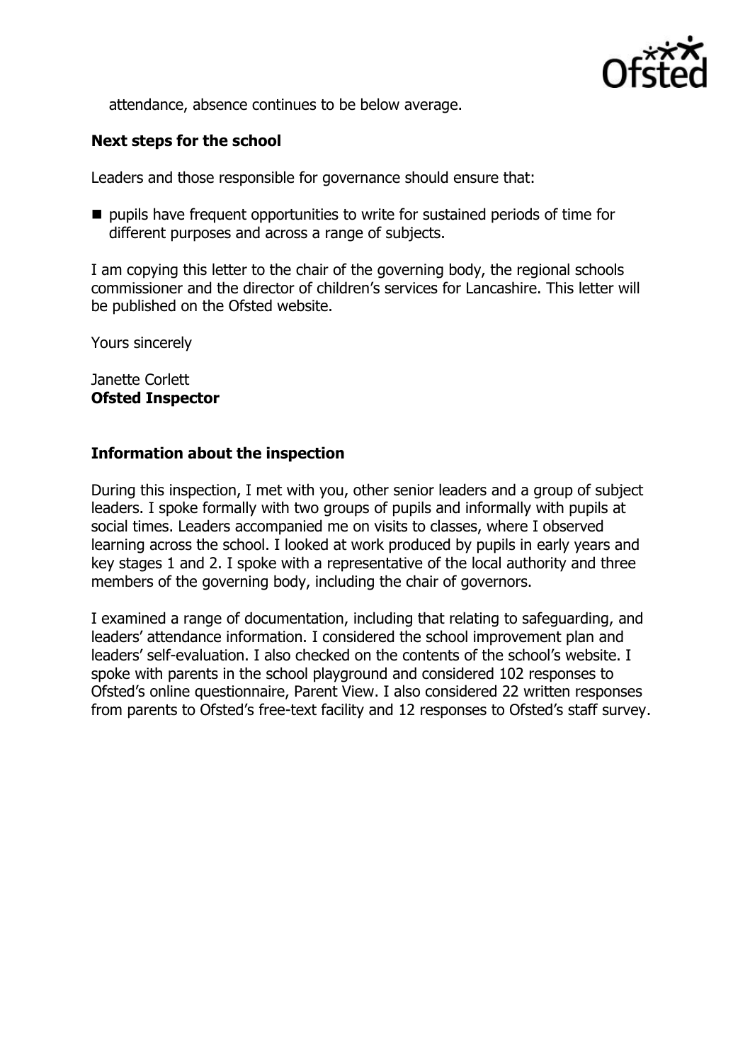attendance, absence continues to be below average.

### Next steps for the school

Leaders and those responsible for governance should ensure that:

- pupils have frequent opportunities to write for sustained periods of time for different purposes and across a range of subjects.

I am copying this letter to the chair of the governing body, the regional schools commissioner and the director of children's services for Lancashire. This letter will be published on the Ofsted website.

Yours sincerely

Janette Corlett
**Ofsted Inspector**

### Information about the inspection

During this inspection, I met with you, other senior leaders and a group of subject leaders. I spoke formally with two groups of pupils and informally with pupils at social times. Leaders accompanied me on visits to classes, where I observed learning across the school. I looked at work produced by pupils in early years and key stages 1 and 2. I spoke with a representative of the local authority and three members of the governing body, including the chair of governors.

I examined a range of documentation, including that relating to safeguarding, and leaders' attendance information. I considered the school improvement plan and leaders' self-evaluation. I also checked on the contents of the school's website. I spoke with parents in the school playground and considered 102 responses to Ofsted's online questionnaire, Parent View. I also considered 22 written responses from parents to Ofsted's free-text facility and 12 responses to Ofsted's staff survey.